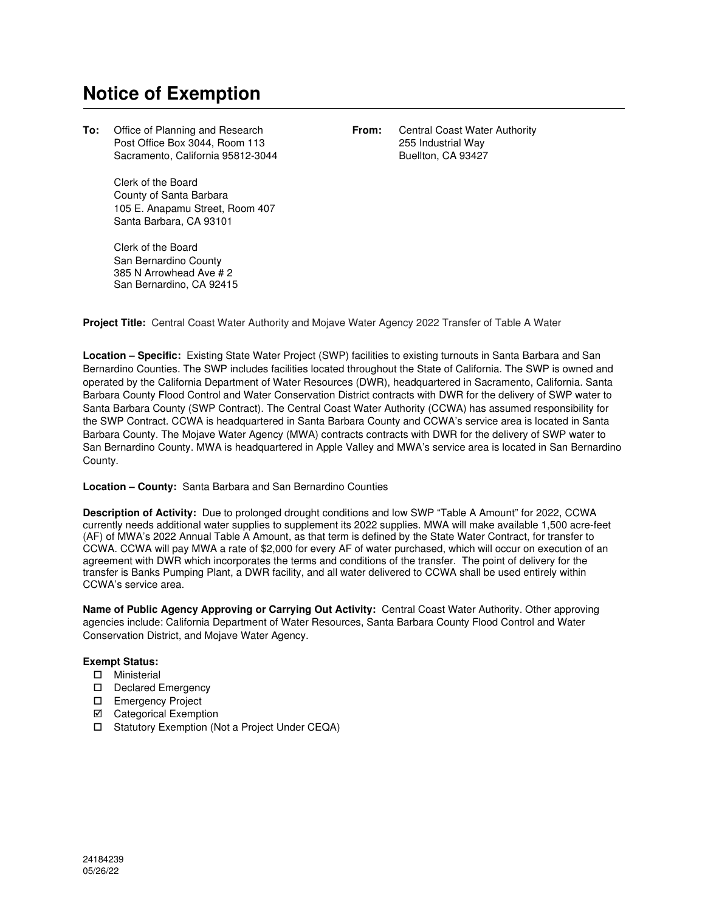# Notice of Exemption

**To:** Office of Planning and Research
Post Office Box 3044, Room 113
Sacramento, California 95812-3044

Clerk of the Board
County of Santa Barbara
105 E. Anapamu Street, Room 407
Santa Barbara, CA 93101

Clerk of the Board
San Bernardino County
385 N Arrowhead Ave # 2
San Bernardino, CA 92415

**From:** Central Coast Water Authority
255 Industrial Way
Buellton, CA 93427

**Project Title:** Central Coast Water Authority and Mojave Water Agency 2022 Transfer of Table A Water

**Location – Specific:** Existing State Water Project (SWP) facilities to existing turnouts in Santa Barbara and San Bernardino Counties. The SWP includes facilities located throughout the State of California. The SWP is owned and operated by the California Department of Water Resources (DWR), headquartered in Sacramento, California. Santa Barbara County Flood Control and Water Conservation District contracts with DWR for the delivery of SWP water to Santa Barbara County (SWP Contract). The Central Coast Water Authority (CCWA) has assumed responsibility for the SWP Contract. CCWA is headquartered in Santa Barbara County and CCWA's service area is located in Santa Barbara County. The Mojave Water Agency (MWA) contracts contracts with DWR for the delivery of SWP water to San Bernardino County. MWA is headquartered in Apple Valley and MWA's service area is located in San Bernardino County.

**Location – County:** Santa Barbara and San Bernardino Counties

**Description of Activity:** Due to prolonged drought conditions and low SWP "Table A Amount" for 2022, CCWA currently needs additional water supplies to supplement its 2022 supplies. MWA will make available 1,500 acre-feet (AF) of MWA's 2022 Annual Table A Amount, as that term is defined by the State Water Contract, for transfer to CCWA. CCWA will pay MWA a rate of $2,000 for every AF of water purchased, which will occur on execution of an agreement with DWR which incorporates the terms and conditions of the transfer. The point of delivery for the transfer is Banks Pumping Plant, a DWR facility, and all water delivered to CCWA shall be used entirely within CCWA's service area.

**Name of Public Agency Approving or Carrying Out Activity:** Central Coast Water Authority. Other approving agencies include: California Department of Water Resources, Santa Barbara County Flood Control and Water Conservation District, and Mojave Water Agency.

**Exempt Status:**

- ☐ Ministerial
- ☐ Declared Emergency
- ☐ Emergency Project
- ☑ Categorical Exemption
- ☐ Statutory Exemption (Not a Project Under CEQA)

24184239
05/26/22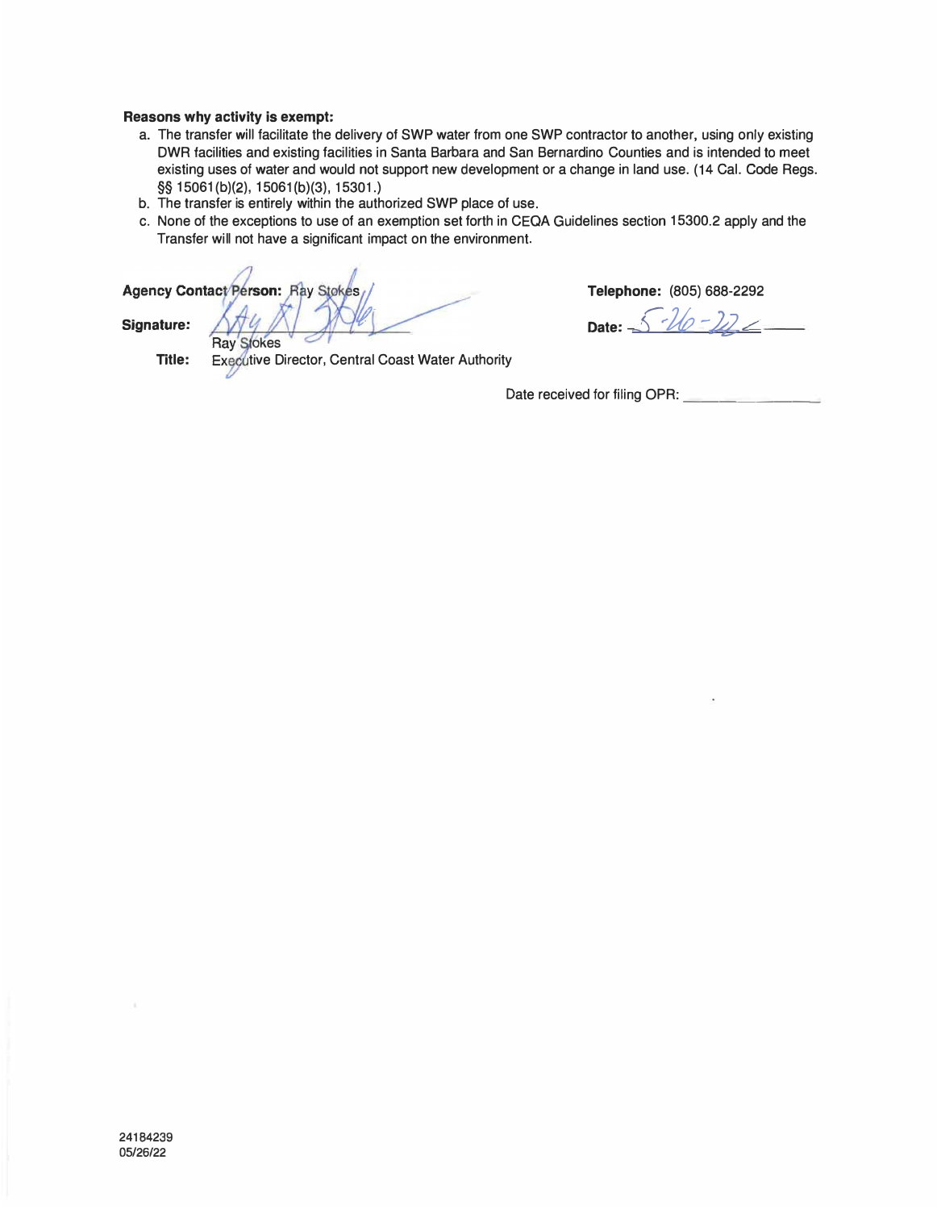**Reasons why activity is exempt:**

a. The transfer will facilitate the delivery of SWP water from one SWP contractor to another, using only existing DWR facilities and existing facilities in Santa Barbara and San Bernardino Counties and is intended to meet existing uses of water and would not support new development or a change in land use. (14 Cal. Code Regs. §§ 15061(b)(2), 15061(b)(3), 15301.)
b. The transfer is entirely within the authorized SWP place of use.
c. None of the exceptions to use of an exemption set forth in CEQA Guidelines section 15300.2 apply and the Transfer will not have a significant impact on the environment.

**Agency Contact Person:** Ray Stokes

**Telephone:** (805) 688-2292

**Signature:** Ray Stokes

**Date:** 5-26-22

**Title:** Executive Director, Central Coast Water Authority

Date received for filing OPR: ______________

24184239
05/26/22